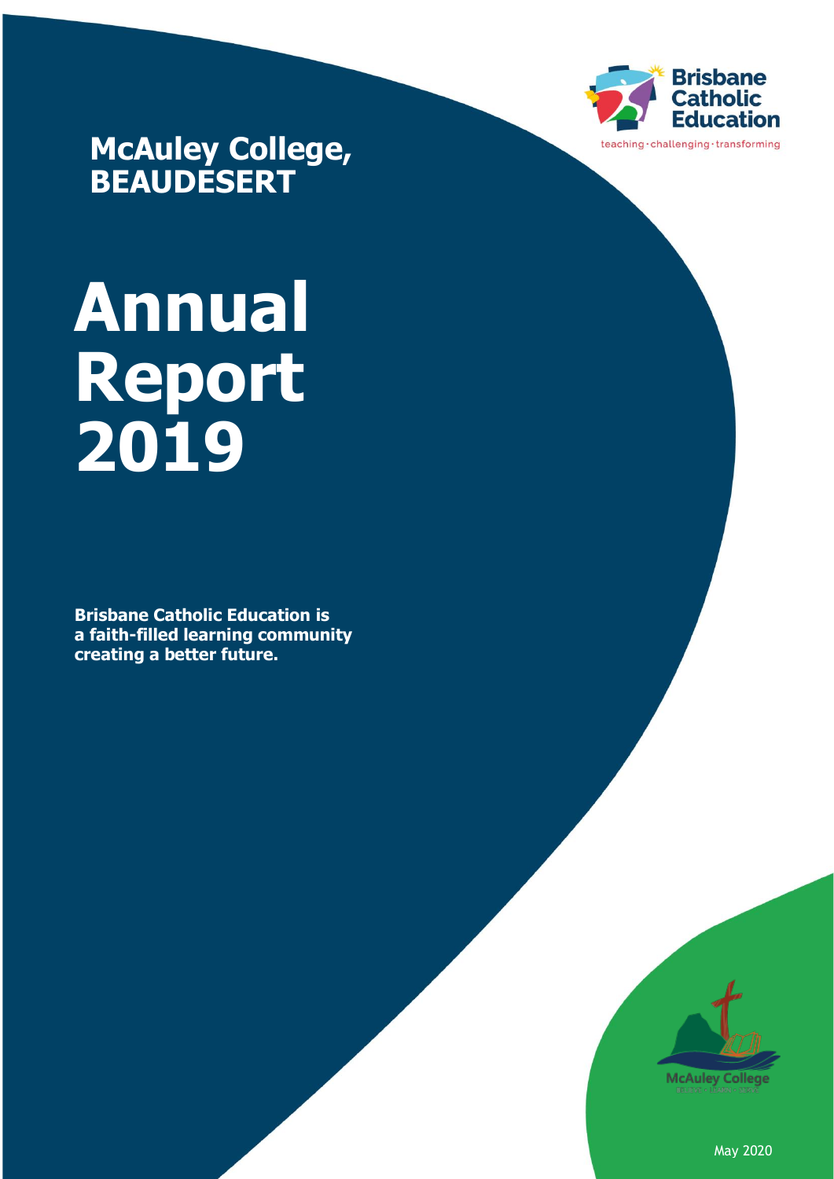Brisbane Catholic Education

teaching · challenging · transforming

## McAuley College, BEAUDESERT

# Annual Report 2019

**Brisbane Catholic Education is a faith-filled learning community creating a better future.**

May 2020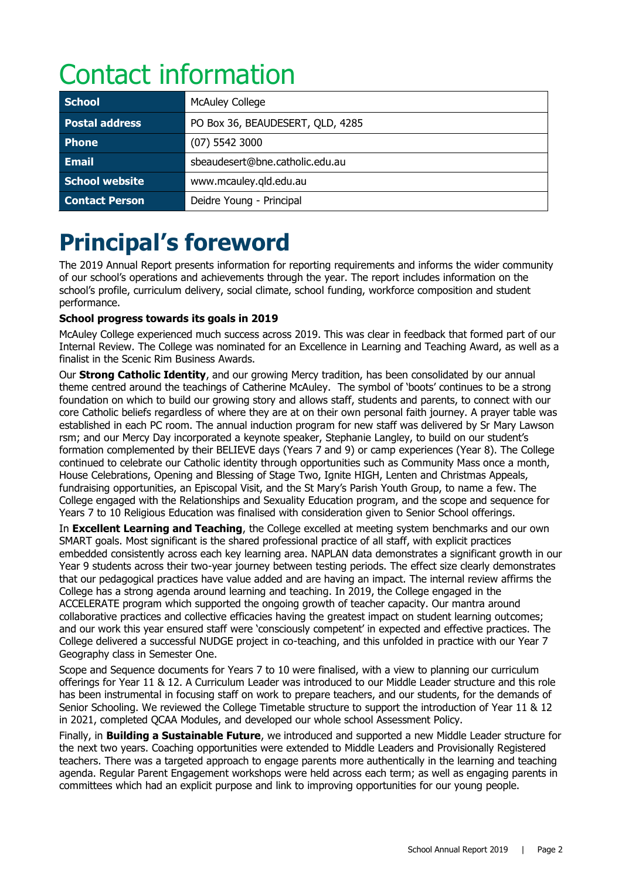# Contact information

| School | McAuley College |
|---|---|
| Postal address | PO Box 36, BEAUDESERT, QLD, 4285 |
| Phone | (07) 5542 3000 |
| Email | sbeaudesert@bne.catholic.edu.au |
| School website | www.mcauley.qld.edu.au |
| Contact Person | Deidre Young - Principal |

# Principal's foreword

The 2019 Annual Report presents information for reporting requirements and informs the wider community of our school's operations and achievements through the year. The report includes information on the school's profile, curriculum delivery, social climate, school funding, workforce composition and student performance.

**School progress towards its goals in 2019**

McAuley College experienced much success across 2019. This was clear in feedback that formed part of our Internal Review. The College was nominated for an Excellence in Learning and Teaching Award, as well as a finalist in the Scenic Rim Business Awards.

Our **Strong Catholic Identity**, and our growing Mercy tradition, has been consolidated by our annual theme centred around the teachings of Catherine McAuley. The symbol of 'boots' continues to be a strong foundation on which to build our growing story and allows staff, students and parents, to connect with our core Catholic beliefs regardless of where they are at on their own personal faith journey. A prayer table was established in each PC room. The annual induction program for new staff was delivered by Sr Mary Lawson rsm; and our Mercy Day incorporated a keynote speaker, Stephanie Langley, to build on our student's formation complemented by their BELIEVE days (Years 7 and 9) or camp experiences (Year 8). The College continued to celebrate our Catholic identity through opportunities such as Community Mass once a month, House Celebrations, Opening and Blessing of Stage Two, Ignite HIGH, Lenten and Christmas Appeals, fundraising opportunities, an Episcopal Visit, and the St Mary's Parish Youth Group, to name a few. The College engaged with the Relationships and Sexuality Education program, and the scope and sequence for Years 7 to 10 Religious Education was finalised with consideration given to Senior School offerings.

In **Excellent Learning and Teaching**, the College excelled at meeting system benchmarks and our own SMART goals. Most significant is the shared professional practice of all staff, with explicit practices embedded consistently across each key learning area. NAPLAN data demonstrates a significant growth in our Year 9 students across their two-year journey between testing periods. The effect size clearly demonstrates that our pedagogical practices have value added and are having an impact. The internal review affirms the College has a strong agenda around learning and teaching. In 2019, the College engaged in the ACCELERATE program which supported the ongoing growth of teacher capacity. Our mantra around collaborative practices and collective efficacies having the greatest impact on student learning outcomes; and our work this year ensured staff were 'consciously competent' in expected and effective practices. The College delivered a successful NUDGE project in co-teaching, and this unfolded in practice with our Year 7 Geography class in Semester One.

Scope and Sequence documents for Years 7 to 10 were finalised, with a view to planning our curriculum offerings for Year 11 & 12. A Curriculum Leader was introduced to our Middle Leader structure and this role has been instrumental in focusing staff on work to prepare teachers, and our students, for the demands of Senior Schooling. We reviewed the College Timetable structure to support the introduction of Year 11 & 12 in 2021, completed QCAA Modules, and developed our whole school Assessment Policy.

Finally, in **Building a Sustainable Future**, we introduced and supported a new Middle Leader structure for the next two years. Coaching opportunities were extended to Middle Leaders and Provisionally Registered teachers. There was a targeted approach to engage parents more authentically in the learning and teaching agenda. Regular Parent Engagement workshops were held across each term; as well as engaging parents in committees which had an explicit purpose and link to improving opportunities for our young people.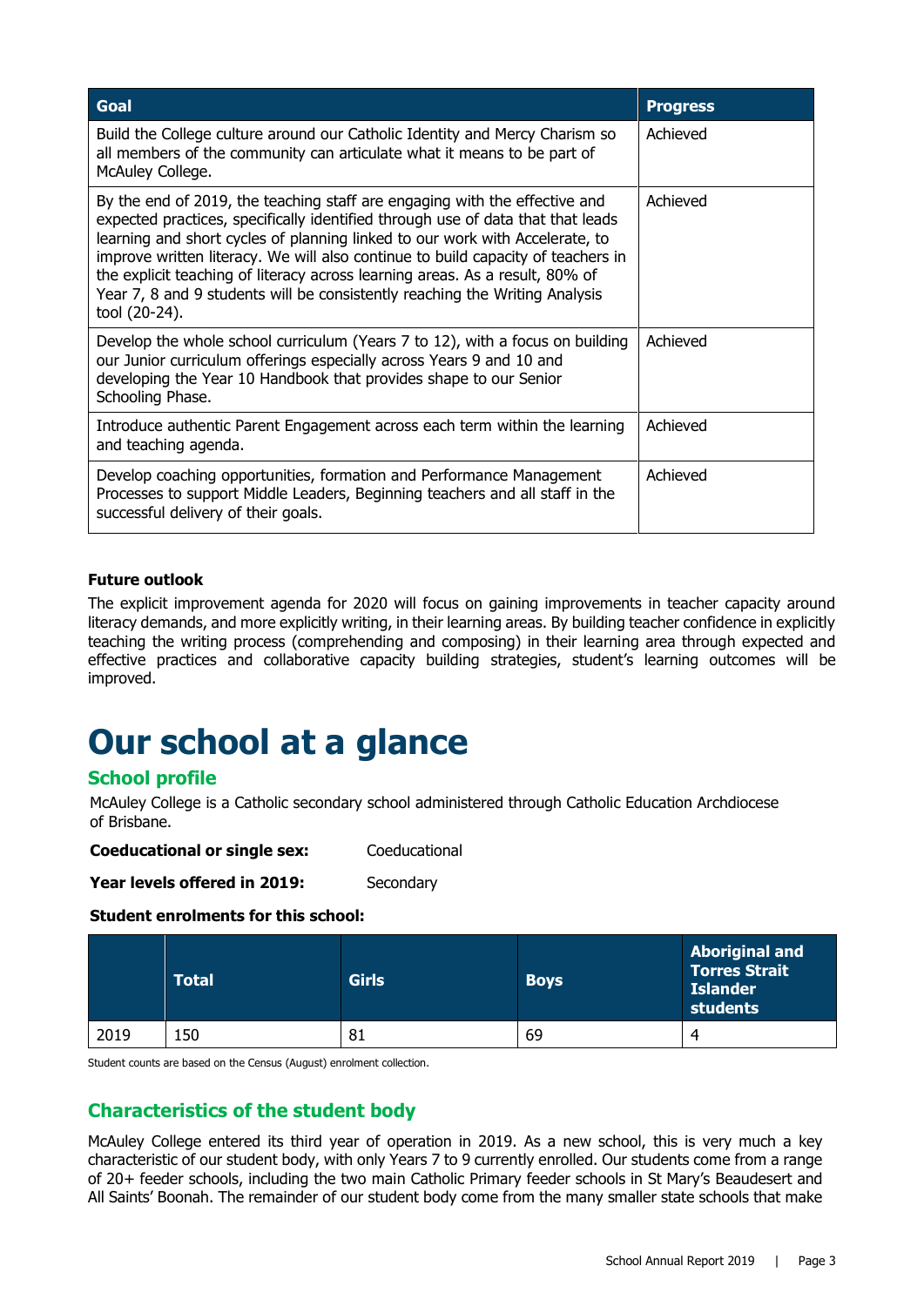| Goal | Progress |
|---|---|
| Build the College culture around our Catholic Identity and Mercy Charism so all members of the community can articulate what it means to be part of McAuley College. | Achieved |
| By the end of 2019, the teaching staff are engaging with the effective and expected practices, specifically identified through use of data that that leads learning and short cycles of planning linked to our work with Accelerate, to improve written literacy. We will also continue to build capacity of teachers in the explicit teaching of literacy across learning areas. As a result, 80% of Year 7, 8 and 9 students will be consistently reaching the Writing Analysis tool (20-24). | Achieved |
| Develop the whole school curriculum (Years 7 to 12), with a focus on building our Junior curriculum offerings especially across Years 9 and 10 and developing the Year 10 Handbook that provides shape to our Senior Schooling Phase. | Achieved |
| Introduce authentic Parent Engagement across each term within the learning and teaching agenda. | Achieved |
| Develop coaching opportunities, formation and Performance Management Processes to support Middle Leaders, Beginning teachers and all staff in the successful delivery of their goals. | Achieved |

**Future outlook**

The explicit improvement agenda for 2020 will focus on gaining improvements in teacher capacity around literacy demands, and more explicitly writing, in their learning areas. By building teacher confidence in explicitly teaching the writing process (comprehending and composing) in their learning area through expected and effective practices and collaborative capacity building strategies, student's learning outcomes will be improved.

# Our school at a glance

## School profile

McAuley College is a Catholic secondary school administered through Catholic Education Archdiocese of Brisbane.

**Coeducational or single sex:** Coeducational

**Year levels offered in 2019:** Secondary

**Student enrolments for this school:**

| | Total | Girls | Boys | Aboriginal and Torres Strait Islander students |
|---|---|---|---|---|
| 2019 | 150 | 81 | 69 | 4 |

Student counts are based on the Census (August) enrolment collection.

## Characteristics of the student body

McAuley College entered its third year of operation in 2019. As a new school, this is very much a key characteristic of our student body, with only Years 7 to 9 currently enrolled. Our students come from a range of 20+ feeder schools, including the two main Catholic Primary feeder schools in St Mary's Beaudesert and All Saints' Boonah. The remainder of our student body come from the many smaller state schools that make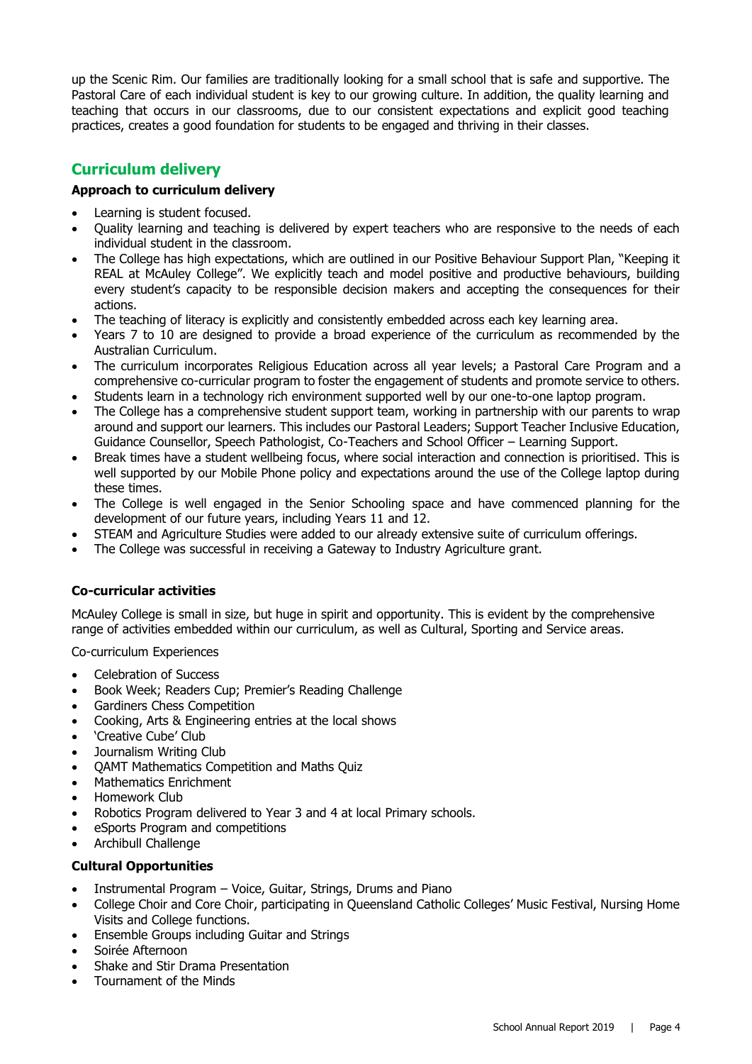up the Scenic Rim. Our families are traditionally looking for a small school that is safe and supportive. The Pastoral Care of each individual student is key to our growing culture. In addition, the quality learning and teaching that occurs in our classrooms, due to our consistent expectations and explicit good teaching practices, creates a good foundation for students to be engaged and thriving in their classes.

## Curriculum delivery

**Approach to curriculum delivery**

- Learning is student focused.
- Quality learning and teaching is delivered by expert teachers who are responsive to the needs of each individual student in the classroom.
- The College has high expectations, which are outlined in our Positive Behaviour Support Plan, "Keeping it REAL at McAuley College". We explicitly teach and model positive and productive behaviours, building every student's capacity to be responsible decision makers and accepting the consequences for their actions.
- The teaching of literacy is explicitly and consistently embedded across each key learning area.
- Years 7 to 10 are designed to provide a broad experience of the curriculum as recommended by the Australian Curriculum.
- The curriculum incorporates Religious Education across all year levels; a Pastoral Care Program and a comprehensive co-curricular program to foster the engagement of students and promote service to others.
- Students learn in a technology rich environment supported well by our one-to-one laptop program.
- The College has a comprehensive student support team, working in partnership with our parents to wrap around and support our learners. This includes our Pastoral Leaders; Support Teacher Inclusive Education, Guidance Counsellor, Speech Pathologist, Co-Teachers and School Officer – Learning Support.
- Break times have a student wellbeing focus, where social interaction and connection is prioritised. This is well supported by our Mobile Phone policy and expectations around the use of the College laptop during these times.
- The College is well engaged in the Senior Schooling space and have commenced planning for the development of our future years, including Years 11 and 12.
- STEAM and Agriculture Studies were added to our already extensive suite of curriculum offerings.
- The College was successful in receiving a Gateway to Industry Agriculture grant.

**Co-curricular activities**

McAuley College is small in size, but huge in spirit and opportunity. This is evident by the comprehensive range of activities embedded within our curriculum, as well as Cultural, Sporting and Service areas.

Co-curriculum Experiences

- Celebration of Success
- Book Week; Readers Cup; Premier's Reading Challenge
- Gardiners Chess Competition
- Cooking, Arts & Engineering entries at the local shows
- 'Creative Cube' Club
- Journalism Writing Club
- QAMT Mathematics Competition and Maths Quiz
- Mathematics Enrichment
- Homework Club
- Robotics Program delivered to Year 3 and 4 at local Primary schools.
- eSports Program and competitions
- Archibull Challenge

**Cultural Opportunities**

- Instrumental Program – Voice, Guitar, Strings, Drums and Piano
- College Choir and Core Choir, participating in Queensland Catholic Colleges' Music Festival, Nursing Home Visits and College functions.
- Ensemble Groups including Guitar and Strings
- Soirée Afternoon
- Shake and Stir Drama Presentation
- Tournament of the Minds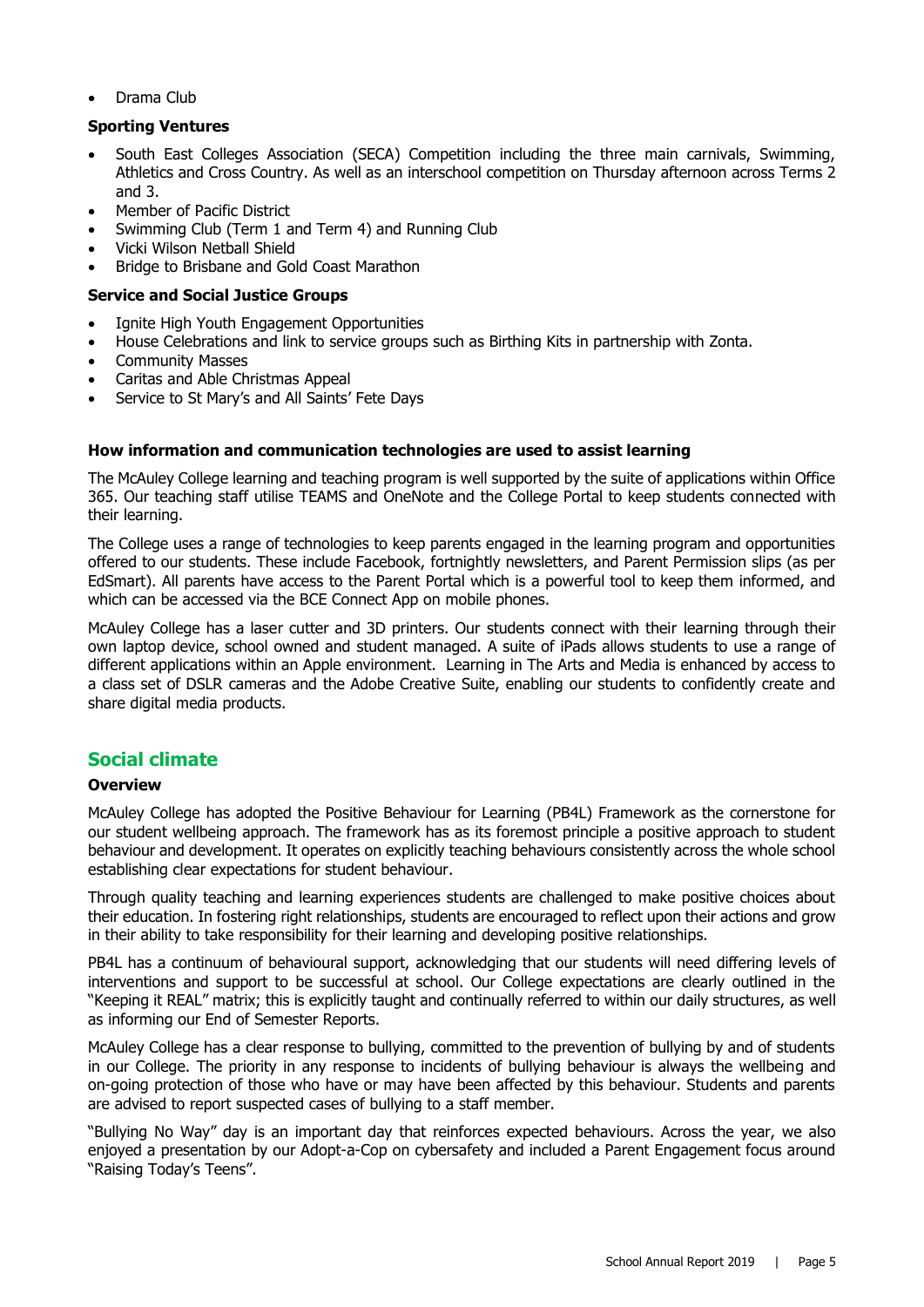- Drama Club

**Sporting Ventures**

- South East Colleges Association (SECA) Competition including the three main carnivals, Swimming, Athletics and Cross Country. As well as an interschool competition on Thursday afternoon across Terms 2 and 3.
- Member of Pacific District
- Swimming Club (Term 1 and Term 4) and Running Club
- Vicki Wilson Netball Shield
- Bridge to Brisbane and Gold Coast Marathon

**Service and Social Justice Groups**

- Ignite High Youth Engagement Opportunities
- House Celebrations and link to service groups such as Birthing Kits in partnership with Zonta.
- Community Masses
- Caritas and Able Christmas Appeal
- Service to St Mary's and All Saints' Fete Days

**How information and communication technologies are used to assist learning**

The McAuley College learning and teaching program is well supported by the suite of applications within Office 365. Our teaching staff utilise TEAMS and OneNote and the College Portal to keep students connected with their learning.

The College uses a range of technologies to keep parents engaged in the learning program and opportunities offered to our students. These include Facebook, fortnightly newsletters, and Parent Permission slips (as per EdSmart). All parents have access to the Parent Portal which is a powerful tool to keep them informed, and which can be accessed via the BCE Connect App on mobile phones.

McAuley College has a laser cutter and 3D printers. Our students connect with their learning through their own laptop device, school owned and student managed. A suite of iPads allows students to use a range of different applications within an Apple environment. Learning in The Arts and Media is enhanced by access to a class set of DSLR cameras and the Adobe Creative Suite, enabling our students to confidently create and share digital media products.

## Social climate

**Overview**

McAuley College has adopted the Positive Behaviour for Learning (PB4L) Framework as the cornerstone for our student wellbeing approach. The framework has as its foremost principle a positive approach to student behaviour and development. It operates on explicitly teaching behaviours consistently across the whole school establishing clear expectations for student behaviour.

Through quality teaching and learning experiences students are challenged to make positive choices about their education. In fostering right relationships, students are encouraged to reflect upon their actions and grow in their ability to take responsibility for their learning and developing positive relationships.

PB4L has a continuum of behavioural support, acknowledging that our students will need differing levels of interventions and support to be successful at school. Our College expectations are clearly outlined in the "Keeping it REAL" matrix; this is explicitly taught and continually referred to within our daily structures, as well as informing our End of Semester Reports.

McAuley College has a clear response to bullying, committed to the prevention of bullying by and of students in our College. The priority in any response to incidents of bullying behaviour is always the wellbeing and on-going protection of those who have or may have been affected by this behaviour. Students and parents are advised to report suspected cases of bullying to a staff member.

"Bullying No Way" day is an important day that reinforces expected behaviours. Across the year, we also enjoyed a presentation by our Adopt-a-Cop on cybersafety and included a Parent Engagement focus around "Raising Today's Teens".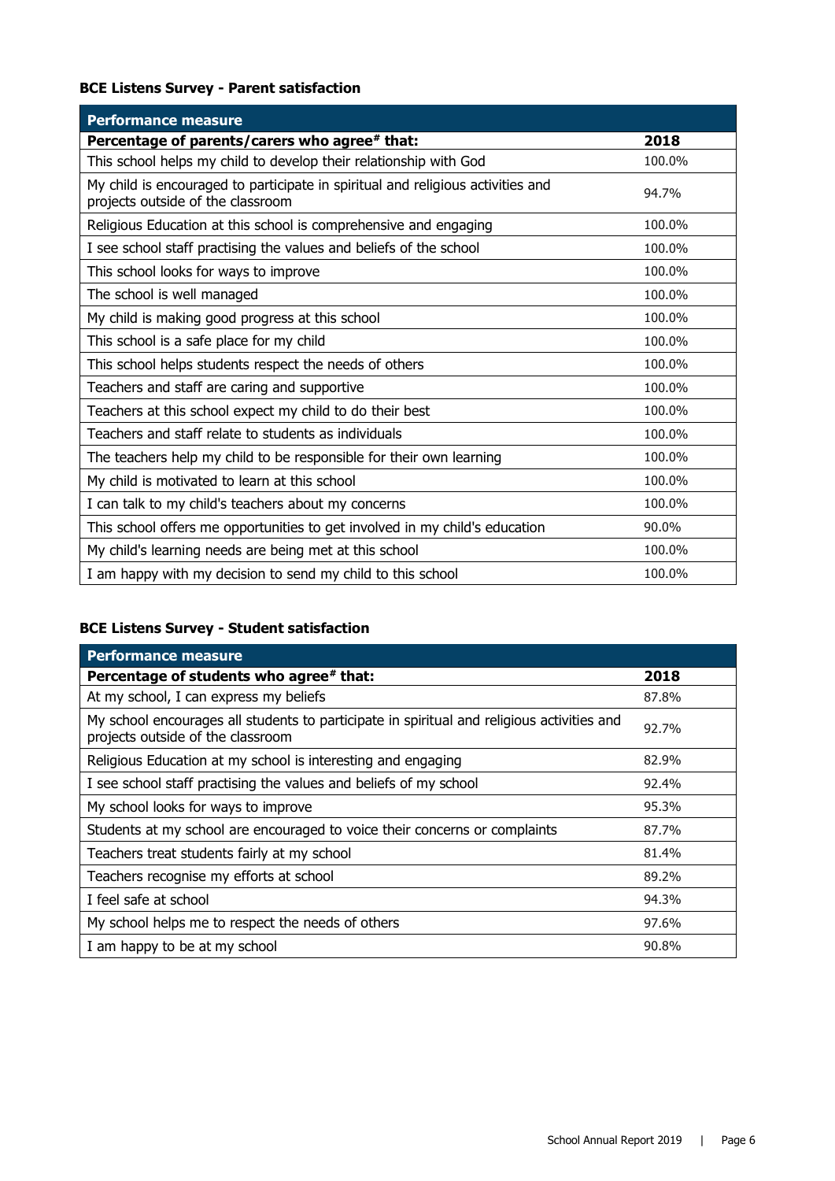### BCE Listens Survey - Parent satisfaction

| Performance measure | |
|---|---|
| **Percentage of parents/carers who agree# that:** | **2018** |
| This school helps my child to develop their relationship with God | 100.0% |
| My child is encouraged to participate in spiritual and religious activities and projects outside of the classroom | 94.7% |
| Religious Education at this school is comprehensive and engaging | 100.0% |
| I see school staff practising the values and beliefs of the school | 100.0% |
| This school looks for ways to improve | 100.0% |
| The school is well managed | 100.0% |
| My child is making good progress at this school | 100.0% |
| This school is a safe place for my child | 100.0% |
| This school helps students respect the needs of others | 100.0% |
| Teachers and staff are caring and supportive | 100.0% |
| Teachers at this school expect my child to do their best | 100.0% |
| Teachers and staff relate to students as individuals | 100.0% |
| The teachers help my child to be responsible for their own learning | 100.0% |
| My child is motivated to learn at this school | 100.0% |
| I can talk to my child's teachers about my concerns | 100.0% |
| This school offers me opportunities to get involved in my child's education | 90.0% |
| My child's learning needs are being met at this school | 100.0% |
| I am happy with my decision to send my child to this school | 100.0% |

### BCE Listens Survey - Student satisfaction

| Performance measure | |
|---|---|
| **Percentage of students who agree# that:** | **2018** |
| At my school, I can express my beliefs | 87.8% |
| My school encourages all students to participate in spiritual and religious activities and projects outside of the classroom | 92.7% |
| Religious Education at my school is interesting and engaging | 82.9% |
| I see school staff practising the values and beliefs of my school | 92.4% |
| My school looks for ways to improve | 95.3% |
| Students at my school are encouraged to voice their concerns or complaints | 87.7% |
| Teachers treat students fairly at my school | 81.4% |
| Teachers recognise my efforts at school | 89.2% |
| I feel safe at school | 94.3% |
| My school helps me to respect the needs of others | 97.6% |
| I am happy to be at my school | 90.8% |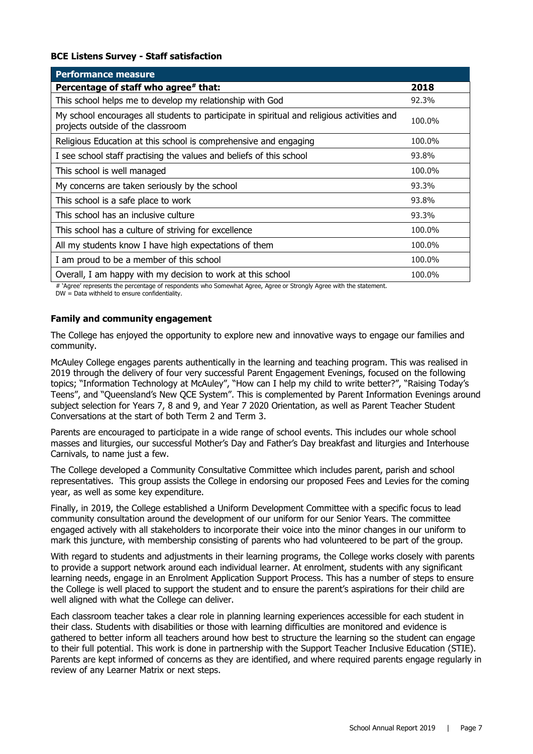**BCE Listens Survey - Staff satisfaction**

| Performance measure | |
|---|---|
| **Percentage of staff who agree# that:** | **2018** |
| This school helps me to develop my relationship with God | 92.3% |
| My school encourages all students to participate in spiritual and religious activities and projects outside of the classroom | 100.0% |
| Religious Education at this school is comprehensive and engaging | 100.0% |
| I see school staff practising the values and beliefs of this school | 93.8% |
| This school is well managed | 100.0% |
| My concerns are taken seriously by the school | 93.3% |
| This school is a safe place to work | 93.8% |
| This school has an inclusive culture | 93.3% |
| This school has a culture of striving for excellence | 100.0% |
| All my students know I have high expectations of them | 100.0% |
| I am proud to be a member of this school | 100.0% |
| Overall, I am happy with my decision to work at this school | 100.0% |

# 'Agree' represents the percentage of respondents who Somewhat Agree, Agree or Strongly Agree with the statement.
DW = Data withheld to ensure confidentiality.

**Family and community engagement**

The College has enjoyed the opportunity to explore new and innovative ways to engage our families and community.

McAuley College engages parents authentically in the learning and teaching program. This was realised in 2019 through the delivery of four very successful Parent Engagement Evenings, focused on the following topics; "Information Technology at McAuley", "How can I help my child to write better?", "Raising Today's Teens", and "Queensland's New QCE System". This is complemented by Parent Information Evenings around subject selection for Years 7, 8 and 9, and Year 7 2020 Orientation, as well as Parent Teacher Student Conversations at the start of both Term 2 and Term 3.

Parents are encouraged to participate in a wide range of school events. This includes our whole school masses and liturgies, our successful Mother's Day and Father's Day breakfast and liturgies and Interhouse Carnivals, to name just a few.

The College developed a Community Consultative Committee which includes parent, parish and school representatives. This group assists the College in endorsing our proposed Fees and Levies for the coming year, as well as some key expenditure.

Finally, in 2019, the College established a Uniform Development Committee with a specific focus to lead community consultation around the development of our uniform for our Senior Years. The committee engaged actively with all stakeholders to incorporate their voice into the minor changes in our uniform to mark this juncture, with membership consisting of parents who had volunteered to be part of the group.

With regard to students and adjustments in their learning programs, the College works closely with parents to provide a support network around each individual learner. At enrolment, students with any significant learning needs, engage in an Enrolment Application Support Process. This has a number of steps to ensure the College is well placed to support the student and to ensure the parent's aspirations for their child are well aligned with what the College can deliver.

Each classroom teacher takes a clear role in planning learning experiences accessible for each student in their class. Students with disabilities or those with learning difficulties are monitored and evidence is gathered to better inform all teachers around how best to structure the learning so the student can engage to their full potential. This work is done in partnership with the Support Teacher Inclusive Education (STIE). Parents are kept informed of concerns as they are identified, and where required parents engage regularly in review of any Learner Matrix or next steps.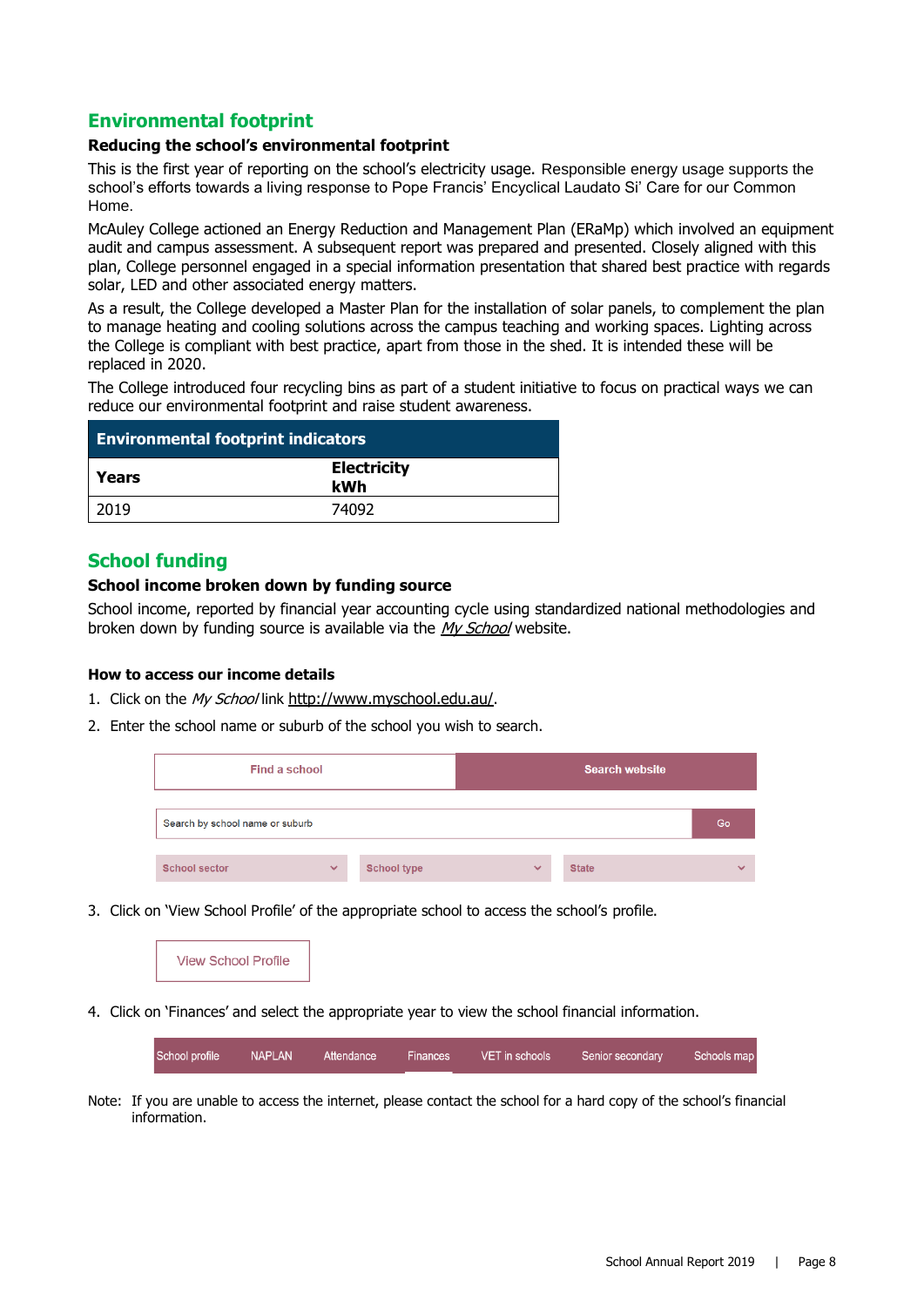## Environmental footprint

### Reducing the school's environmental footprint

This is the first year of reporting on the school's electricity usage. Responsible energy usage supports the school's efforts towards a living response to Pope Francis' Encyclical Laudato Si' Care for our Common Home.

McAuley College actioned an Energy Reduction and Management Plan (ERaMp) which involved an equipment audit and campus assessment. A subsequent report was prepared and presented. Closely aligned with this plan, College personnel engaged in a special information presentation that shared best practice with regards solar, LED and other associated energy matters.

As a result, the College developed a Master Plan for the installation of solar panels, to complement the plan to manage heating and cooling solutions across the campus teaching and working spaces. Lighting across the College is compliant with best practice, apart from those in the shed. It is intended these will be replaced in 2020.

The College introduced four recycling bins as part of a student initiative to focus on practical ways we can reduce our environmental footprint and raise student awareness.

| Environmental footprint indicators | |
|---|---|
| **Years** | **Electricity kWh** |
| 2019 | 74092 |

## School funding

### School income broken down by funding source

School income, reported by financial year accounting cycle using standardized national methodologies and broken down by funding source is available via the *My School* website.

### How to access our income details

1. Click on the *My School* link http://www.myschool.edu.au/.
2. Enter the school name or suburb of the school you wish to search.

   Find a school | Search website

   Search by school name or suburb | Go

   School sector | School type | State

3. Click on 'View School Profile' of the appropriate school to access the school's profile.

   View School Profile

4. Click on 'Finances' and select the appropriate year to view the school financial information.

   School profile | NAPLAN | Attendance | Finances | VET in schools | Senior secondary | Schools map

Note: If you are unable to access the internet, please contact the school for a hard copy of the school's financial information.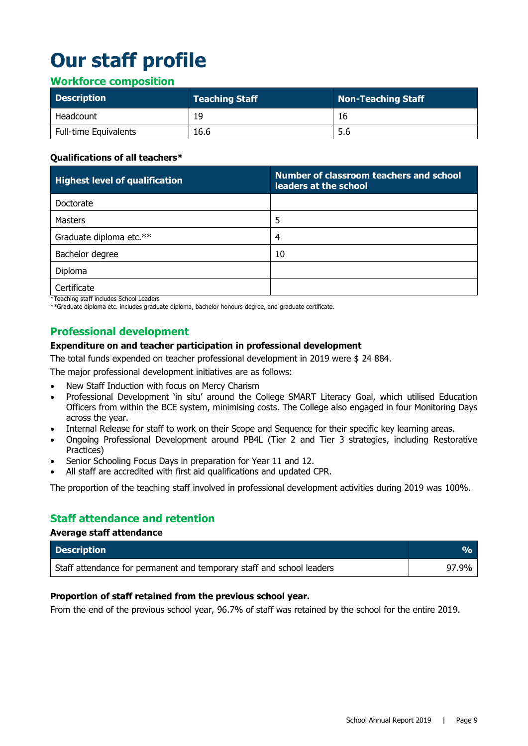# Our staff profile

## Workforce composition

| Description | Teaching Staff | Non-Teaching Staff |
| --- | --- | --- |
| Headcount | 19 | 16 |
| Full-time Equivalents | 16.6 | 5.6 |

**Qualifications of all teachers***

| Highest level of qualification | Number of classroom teachers and school leaders at the school |
| --- | --- |
| Doctorate | |
| Masters | 5 |
| Graduate diploma etc.** | 4 |
| Bachelor degree | 10 |
| Diploma | |
| Certificate | |

*Teaching staff includes School Leaders

**Graduate diploma etc. includes graduate diploma, bachelor honours degree, and graduate certificate.

## Professional development

**Expenditure on and teacher participation in professional development**

The total funds expended on teacher professional development in 2019 were $ 24 884.

The major professional development initiatives are as follows:

- New Staff Induction with focus on Mercy Charism
- Professional Development 'in situ' around the College SMART Literacy Goal, which utilised Education Officers from within the BCE system, minimising costs. The College also engaged in four Monitoring Days across the year.
- Internal Release for staff to work on their Scope and Sequence for their specific key learning areas.
- Ongoing Professional Development around PB4L (Tier 2 and Tier 3 strategies, including Restorative Practices)
- Senior Schooling Focus Days in preparation for Year 11 and 12.
- All staff are accredited with first aid qualifications and updated CPR.

The proportion of the teaching staff involved in professional development activities during 2019 was 100%.

## Staff attendance and retention

**Average staff attendance**

| Description | % |
| --- | --- |
| Staff attendance for permanent and temporary staff and school leaders | 97.9% |

**Proportion of staff retained from the previous school year.**

From the end of the previous school year, 96.7% of staff was retained by the school for the entire 2019.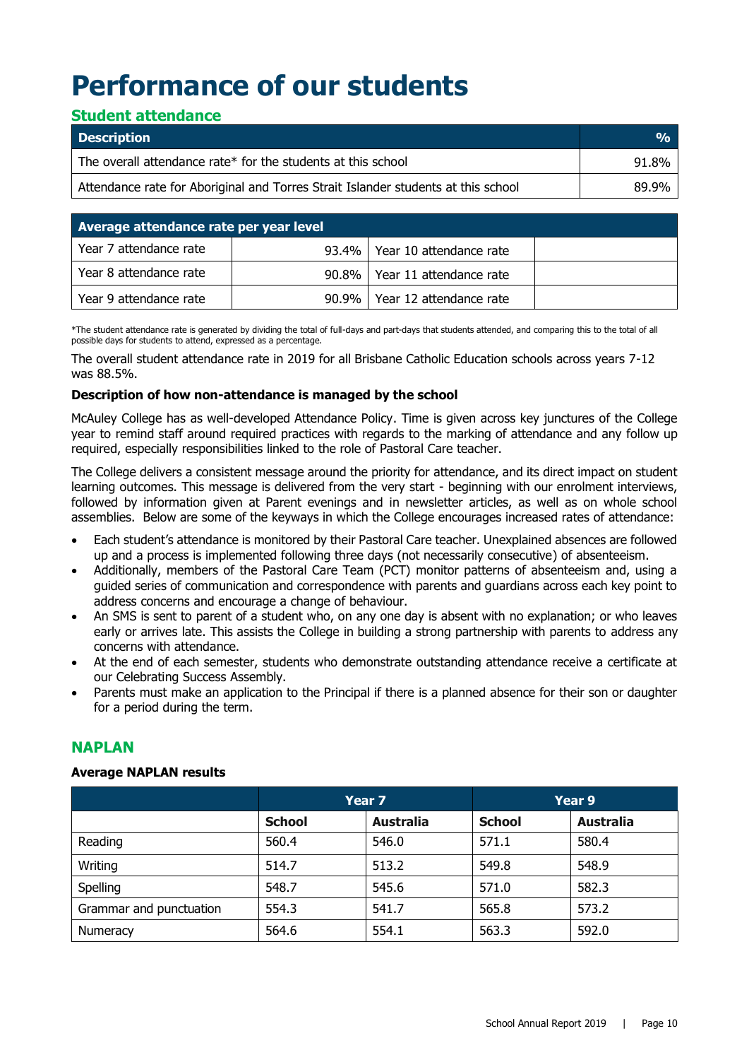# Performance of our students

## Student attendance

| Description | % |
|---|---|
| The overall attendance rate* for the students at this school | 91.8% |
| Attendance rate for Aboriginal and Torres Strait Islander students at this school | 89.9% |

| Average attendance rate per year level | | | |
|---|---|---|---|
| Year 7 attendance rate | 93.4% | Year 10 attendance rate | |
| Year 8 attendance rate | 90.8% | Year 11 attendance rate | |
| Year 9 attendance rate | 90.9% | Year 12 attendance rate | |

*The student attendance rate is generated by dividing the total of full-days and part-days that students attended, and comparing this to the total of all possible days for students to attend, expressed as a percentage.

The overall student attendance rate in 2019 for all Brisbane Catholic Education schools across years 7-12 was 88.5%.

**Description of how non-attendance is managed by the school**

McAuley College has as well-developed Attendance Policy. Time is given across key junctures of the College year to remind staff around required practices with regards to the marking of attendance and any follow up required, especially responsibilities linked to the role of Pastoral Care teacher.

The College delivers a consistent message around the priority for attendance, and its direct impact on student learning outcomes. This message is delivered from the very start - beginning with our enrolment interviews, followed by information given at Parent evenings and in newsletter articles, as well as on whole school assemblies. Below are some of the keyways in which the College encourages increased rates of attendance:

- Each student's attendance is monitored by their Pastoral Care teacher. Unexplained absences are followed up and a process is implemented following three days (not necessarily consecutive) of absenteeism.
- Additionally, members of the Pastoral Care Team (PCT) monitor patterns of absenteeism and, using a guided series of communication and correspondence with parents and guardians across each key point to address concerns and encourage a change of behaviour.
- An SMS is sent to parent of a student who, on any one day is absent with no explanation; or who leaves early or arrives late. This assists the College in building a strong partnership with parents to address any concerns with attendance.
- At the end of each semester, students who demonstrate outstanding attendance receive a certificate at our Celebrating Success Assembly.
- Parents must make an application to the Principal if there is a planned absence for their son or daughter for a period during the term.

## NAPLAN

**Average NAPLAN results**

| | Year 7 | | Year 9 | |
|---|---|---|---|---|
| | **School** | **Australia** | **School** | **Australia** |
| Reading | 560.4 | 546.0 | 571.1 | 580.4 |
| Writing | 514.7 | 513.2 | 549.8 | 548.9 |
| Spelling | 548.7 | 545.6 | 571.0 | 582.3 |
| Grammar and punctuation | 554.3 | 541.7 | 565.8 | 573.2 |
| Numeracy | 564.6 | 554.1 | 563.3 | 592.0 |